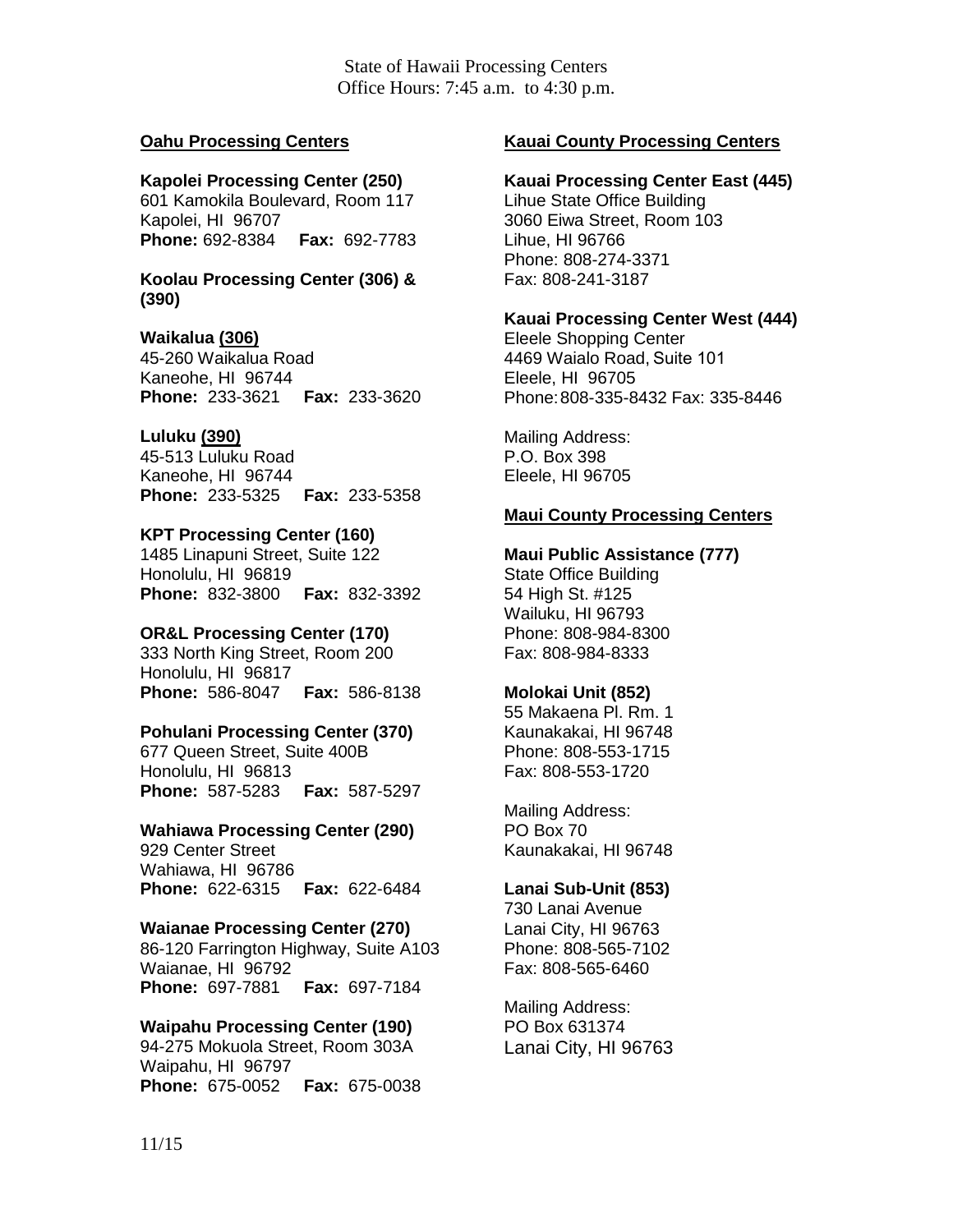State of Hawaii Processing Centers
Office Hours: 7:45 a.m. to 4:30 p.m.

## Oahu Processing Centers

**Kapolei Processing Center (250)**
601 Kamokila Boulevard, Room 117
Kapolei, HI 96707
**Phone:** 692-8384 **Fax:** 692-7783

**Koolau Processing Center (306) & (390)**

**Waikalua (306)**
45-260 Waikalua Road
Kaneohe, HI 96744
**Phone:** 233-3621 **Fax:** 233-3620

**Luluku (390)**
45-513 Luluku Road
Kaneohe, HI 96744
**Phone:** 233-5325 **Fax:** 233-5358

**KPT Processing Center (160)**
1485 Linapuni Street, Suite 122
Honolulu, HI 96819
**Phone:** 832-3800 **Fax:** 832-3392

**OR&L Processing Center (170)**
333 North King Street, Room 200
Honolulu, HI 96817
**Phone:** 586-8047 **Fax:** 586-8138

**Pohulani Processing Center (370)**
677 Queen Street, Suite 400B
Honolulu, HI 96813
**Phone:** 587-5283 **Fax:** 587-5297

**Wahiawa Processing Center (290)**
929 Center Street
Wahiawa, HI 96786
**Phone:** 622-6315 **Fax:** 622-6484

**Waianae Processing Center (270)**
86-120 Farrington Highway, Suite A103
Waianae, HI 96792
**Phone:** 697-7881 **Fax:** 697-7184

**Waipahu Processing Center (190)**
94-275 Mokuola Street, Room 303A
Waipahu, HI 96797
**Phone:** 675-0052 **Fax:** 675-0038

## Kauai County Processing Centers

**Kauai Processing Center East (445)**
Lihue State Office Building
3060 Eiwa Street, Room 103
Lihue, HI 96766
Phone: 808-274-3371
Fax: 808-241-3187

**Kauai Processing Center West (444)**
Eleele Shopping Center
4469 Waialo Road, Suite 101
Eleele, HI 96705
Phone: 808-335-8432 Fax: 335-8446

Mailing Address:
P.O. Box 398
Eleele, HI 96705

## Maui County Processing Centers

**Maui Public Assistance (777)**
State Office Building
54 High St. #125
Wailuku, HI 96793
Phone: 808-984-8300
Fax: 808-984-8333

**Molokai Unit (852)**
55 Makaena Pl. Rm. 1
Kaunakakai, HI 96748
Phone: 808-553-1715
Fax: 808-553-1720

Mailing Address:
PO Box 70
Kaunakakai, HI 96748

**Lanai Sub-Unit (853)**
730 Lanai Avenue
Lanai City, HI 96763
Phone: 808-565-7102
Fax: 808-565-6460

Mailing Address:
PO Box 631374
Lanai City, HI 96763

11/15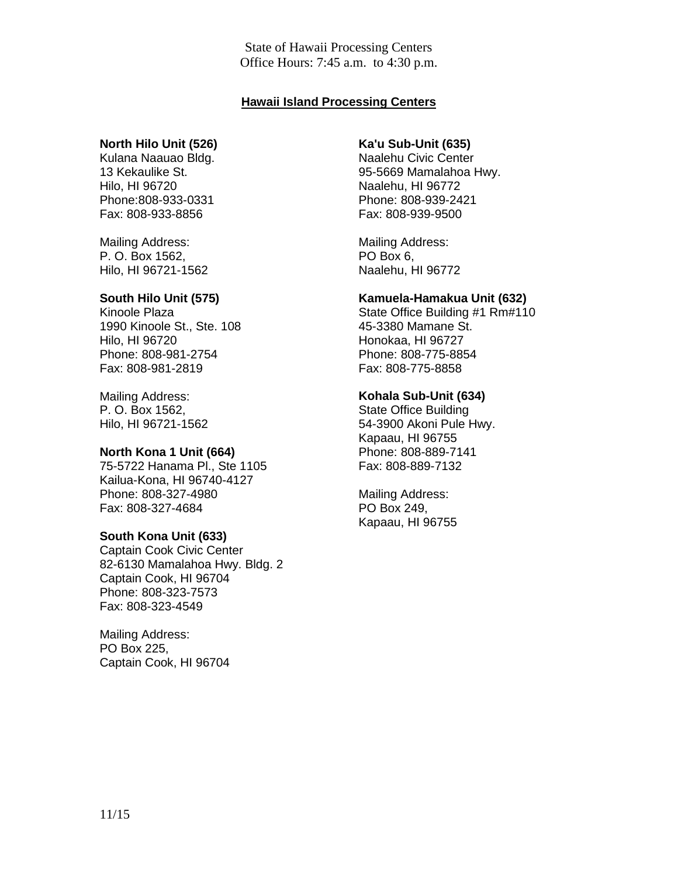State of Hawaii Processing Centers
Office Hours: 7:45 a.m. to 4:30 p.m.

## Hawaii Island Processing Centers

**North Hilo Unit (526)**
Kulana Naauao Bldg.
13 Kekaulike St.
Hilo, HI 96720
Phone:808-933-0331
Fax: 808-933-8856

Mailing Address:
P. O. Box 1562,
Hilo, HI 96721-1562

**South Hilo Unit (575)**
Kinoole Plaza
1990 Kinoole St., Ste. 108
Hilo, HI 96720
Phone: 808-981-2754
Fax: 808-981-2819

Mailing Address:
P. O. Box 1562,
Hilo, HI 96721-1562

**North Kona 1 Unit (664)**
75-5722 Hanama Pl., Ste 1105
Kailua-Kona, HI 96740-4127
Phone: 808-327-4980
Fax: 808-327-4684

**South Kona Unit (633)**
Captain Cook Civic Center
82-6130 Mamalahoa Hwy. Bldg. 2
Captain Cook, HI 96704
Phone: 808-323-7573
Fax: 808-323-4549

Mailing Address:
PO Box 225,
Captain Cook, HI 96704

**Ka'u Sub-Unit (635)**
Naalehu Civic Center
95-5669 Mamalahoa Hwy.
Naalehu, HI 96772
Phone: 808-939-2421
Fax: 808-939-9500

Mailing Address:
PO Box 6,
Naalehu, HI 96772

**Kamuela-Hamakua Unit (632)**
State Office Building #1 Rm#110
45-3380 Mamane St.
Honokaa, HI 96727
Phone: 808-775-8854
Fax: 808-775-8858

**Kohala Sub-Unit (634)**
State Office Building
54-3900 Akoni Pule Hwy.
Kapaau, HI 96755
Phone: 808-889-7141
Fax: 808-889-7132

Mailing Address:
PO Box 249,
Kapaau, HI 96755

11/15